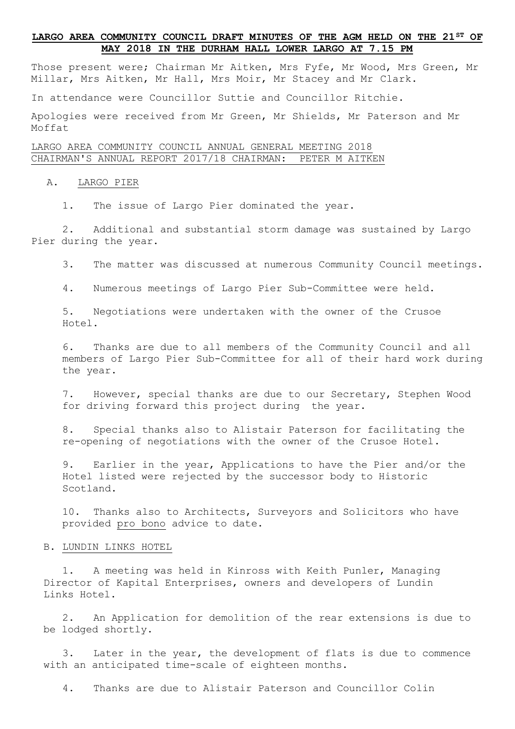# LARGO AREA COMMUNITY COUNCIL DRAFT MINUTES OF THE AGM HELD ON THE 21ST OF MAY 2018 IN THE DURHAM HALL LOWER LARGO AT 7.15 PM

Those present were; Chairman Mr Aitken, Mrs Fyfe, Mr Wood, Mrs Green, Mr Millar, Mrs Aitken, Mr Hall, Mrs Moir, Mr Stacey and Mr Clark.

In attendance were Councillor Suttie and Councillor Ritchie.

Apologies were received from Mr Green, Mr Shields, Mr Paterson and Mr Moffat

LARGO AREA COMMUNITY COUNCIL ANNUAL GENERAL MEETING 2018
CHAIRMAN'S ANNUAL REPORT 2017/18 CHAIRMAN: PETER M AITKEN

A. LARGO PIER

1. The issue of Largo Pier dominated the year.

2. Additional and substantial storm damage was sustained by Largo Pier during the year.

3. The matter was discussed at numerous Community Council meetings.

4. Numerous meetings of Largo Pier Sub-Committee were held.

5. Negotiations were undertaken with the owner of the Crusoe Hotel.

6. Thanks are due to all members of the Community Council and all members of Largo Pier Sub-Committee for all of their hard work during the year.

7. However, special thanks are due to our Secretary, Stephen Wood for driving forward this project during the year.

8. Special thanks also to Alistair Paterson for facilitating the re-opening of negotiations with the owner of the Crusoe Hotel.

9. Earlier in the year, Applications to have the Pier and/or the Hotel listed were rejected by the successor body to Historic Scotland.

10. Thanks also to Architects, Surveyors and Solicitors who have provided pro bono advice to date.

B. LUNDIN LINKS HOTEL

1. A meeting was held in Kinross with Keith Punler, Managing Director of Kapital Enterprises, owners and developers of Lundin Links Hotel.

2. An Application for demolition of the rear extensions is due to be lodged shortly.

3. Later in the year, the development of flats is due to commence with an anticipated time-scale of eighteen months.

4. Thanks are due to Alistair Paterson and Councillor Colin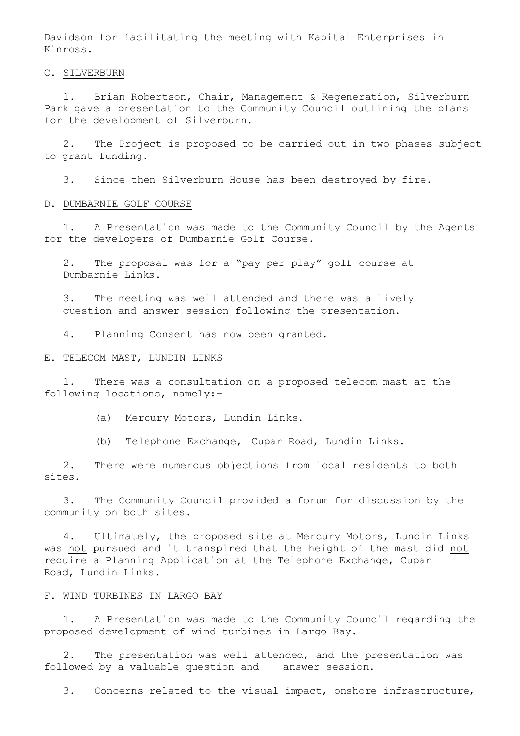Davidson for facilitating the meeting with Kapital Enterprises in Kinross.

C. <u>SILVERBURN</u>

1. Brian Robertson, Chair, Management & Regeneration, Silverburn Park gave a presentation to the Community Council outlining the plans for the development of Silverburn.

2. The Project is proposed to be carried out in two phases subject to grant funding.

3. Since then Silverburn House has been destroyed by fire.

D. <u>DUMBARNIE GOLF COURSE</u>

1. A Presentation was made to the Community Council by the Agents for the developers of Dumbarnie Golf Course.

2. The proposal was for a "pay per play" golf course at Dumbarnie Links.

3. The meeting was well attended and there was a lively question and answer session following the presentation.

4. Planning Consent has now been granted.

E. <u>TELECOM MAST, LUNDIN LINKS</u>

1. There was a consultation on a proposed telecom mast at the following locations, namely:-

(a) Mercury Motors, Lundin Links.

(b) Telephone Exchange, Cupar Road, Lundin Links.

2. There were numerous objections from local residents to both sites.

3. The Community Council provided a forum for discussion by the community on both sites.

4. Ultimately, the proposed site at Mercury Motors, Lundin Links was <u>not</u> pursued and it transpired that the height of the mast did <u>not</u> require a Planning Application at the Telephone Exchange, Cupar Road, Lundin Links.

F. <u>WIND TURBINES IN LARGO BAY</u>

1. A Presentation was made to the Community Council regarding the proposed development of wind turbines in Largo Bay.

2. The presentation was well attended, and the presentation was followed by a valuable question and answer session.

3. Concerns related to the visual impact, onshore infrastructure,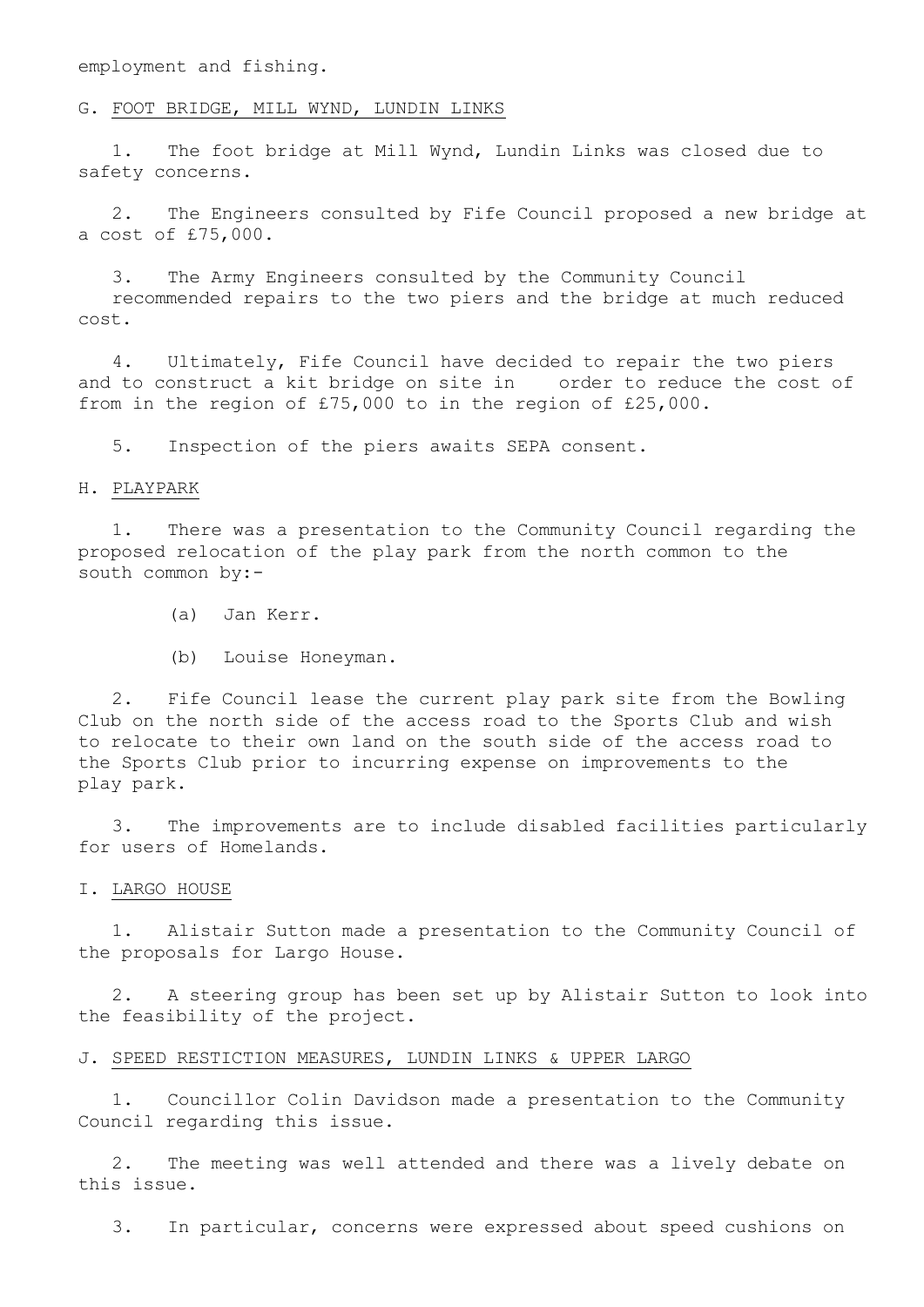employment and fishing.

G. <u>FOOT BRIDGE, MILL WYND, LUNDIN LINKS</u>

1. The foot bridge at Mill Wynd, Lundin Links was closed due to safety concerns.

2. The Engineers consulted by Fife Council proposed a new bridge at a cost of £75,000.

3. The Army Engineers consulted by the Community Council recommended repairs to the two piers and the bridge at much reduced cost.

4. Ultimately, Fife Council have decided to repair the two piers and to construct a kit bridge on site in order to reduce the cost of from in the region of £75,000 to in the region of £25,000.

5. Inspection of the piers awaits SEPA consent.

H. <u>PLAYPARK</u>

1. There was a presentation to the Community Council regarding the proposed relocation of the play park from the north common to the south common by:-

   (a) Jan Kerr.

   (b) Louise Honeyman.

2. Fife Council lease the current play park site from the Bowling Club on the north side of the access road to the Sports Club and wish to relocate to their own land on the south side of the access road to the Sports Club prior to incurring expense on improvements to the play park.

3. The improvements are to include disabled facilities particularly for users of Homelands.

I. <u>LARGO HOUSE</u>

1. Alistair Sutton made a presentation to the Community Council of the proposals for Largo House.

2. A steering group has been set up by Alistair Sutton to look into the feasibility of the project.

J. <u>SPEED RESTICTION MEASURES, LUNDIN LINKS & UPPER LARGO</u>

1. Councillor Colin Davidson made a presentation to the Community Council regarding this issue.

2. The meeting was well attended and there was a lively debate on this issue.

3. In particular, concerns were expressed about speed cushions on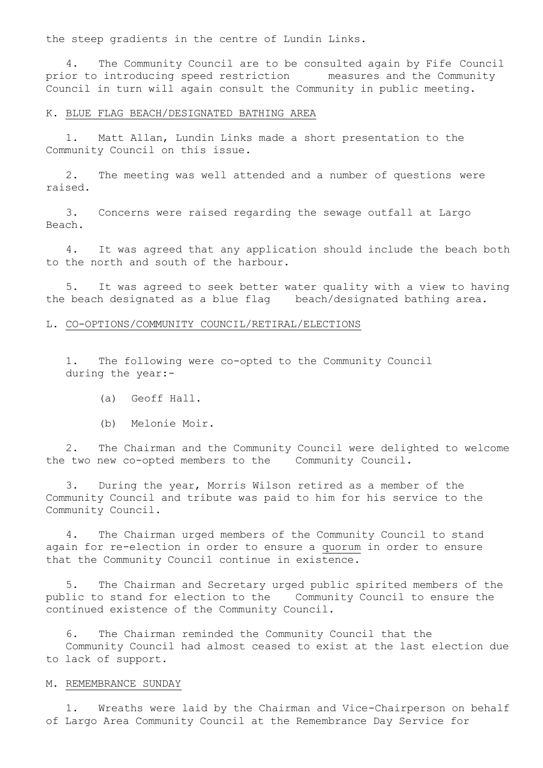the steep gradients in the centre of Lundin Links.

4. The Community Council are to be consulted again by Fife Council prior to introducing speed restriction measures and the Community Council in turn will again consult the Community in public meeting.

K. <u>BLUE FLAG BEACH/DESIGNATED BATHING AREA</u>

1. Matt Allan, Lundin Links made a short presentation to the Community Council on this issue.

2. The meeting was well attended and a number of questions were raised.

3. Concerns were raised regarding the sewage outfall at Largo Beach.

4. It was agreed that any application should include the beach both to the north and south of the harbour.

5. It was agreed to seek better water quality with a view to having the beach designated as a blue flag beach/designated bathing area.

L. <u>CO-OPTIONS/COMMUNITY COUNCIL/RETIRAL/ELECTIONS</u>

1. The following were co-opted to the Community Council during the year:-

   (a) Geoff Hall.

   (b) Melonie Moir.

2. The Chairman and the Community Council were delighted to welcome the two new co-opted members to the Community Council.

3. During the year, Morris Wilson retired as a member of the Community Council and tribute was paid to him for his service to the Community Council.

4. The Chairman urged members of the Community Council to stand again for re-election in order to ensure a <u>quorum</u> in order to ensure that the Community Council continue in existence.

5. The Chairman and Secretary urged public spirited members of the public to stand for election to the Community Council to ensure the continued existence of the Community Council.

6. The Chairman reminded the Community Council that the Community Council had almost ceased to exist at the last election due to lack of support.

M. <u>REMEMBRANCE SUNDAY</u>

1. Wreaths were laid by the Chairman and Vice-Chairperson on behalf of Largo Area Community Council at the Remembrance Day Service for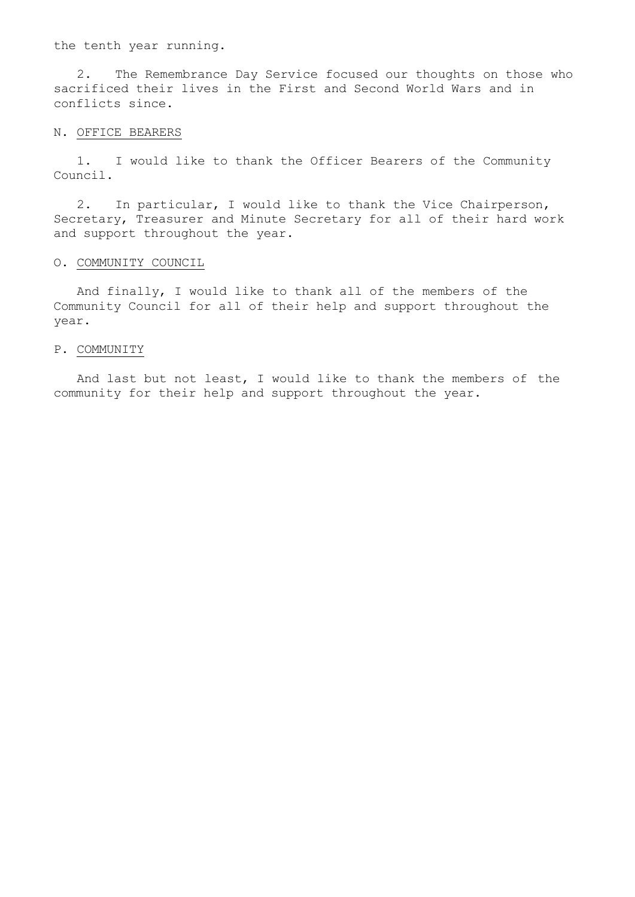the tenth year running.

2. The Remembrance Day Service focused our thoughts on those who sacrificed their lives in the First and Second World Wars and in conflicts since.

N. <u>OFFICE BEARERS</u>

1. I would like to thank the Officer Bearers of the Community Council.

2. In particular, I would like to thank the Vice Chairperson, Secretary, Treasurer and Minute Secretary for all of their hard work and support throughout the year.

O. <u>COMMUNITY COUNCIL</u>

And finally, I would like to thank all of the members of the Community Council for all of their help and support throughout the year.

P. <u>COMMUNITY</u>

And last but not least, I would like to thank the members of the community for their help and support throughout the year.